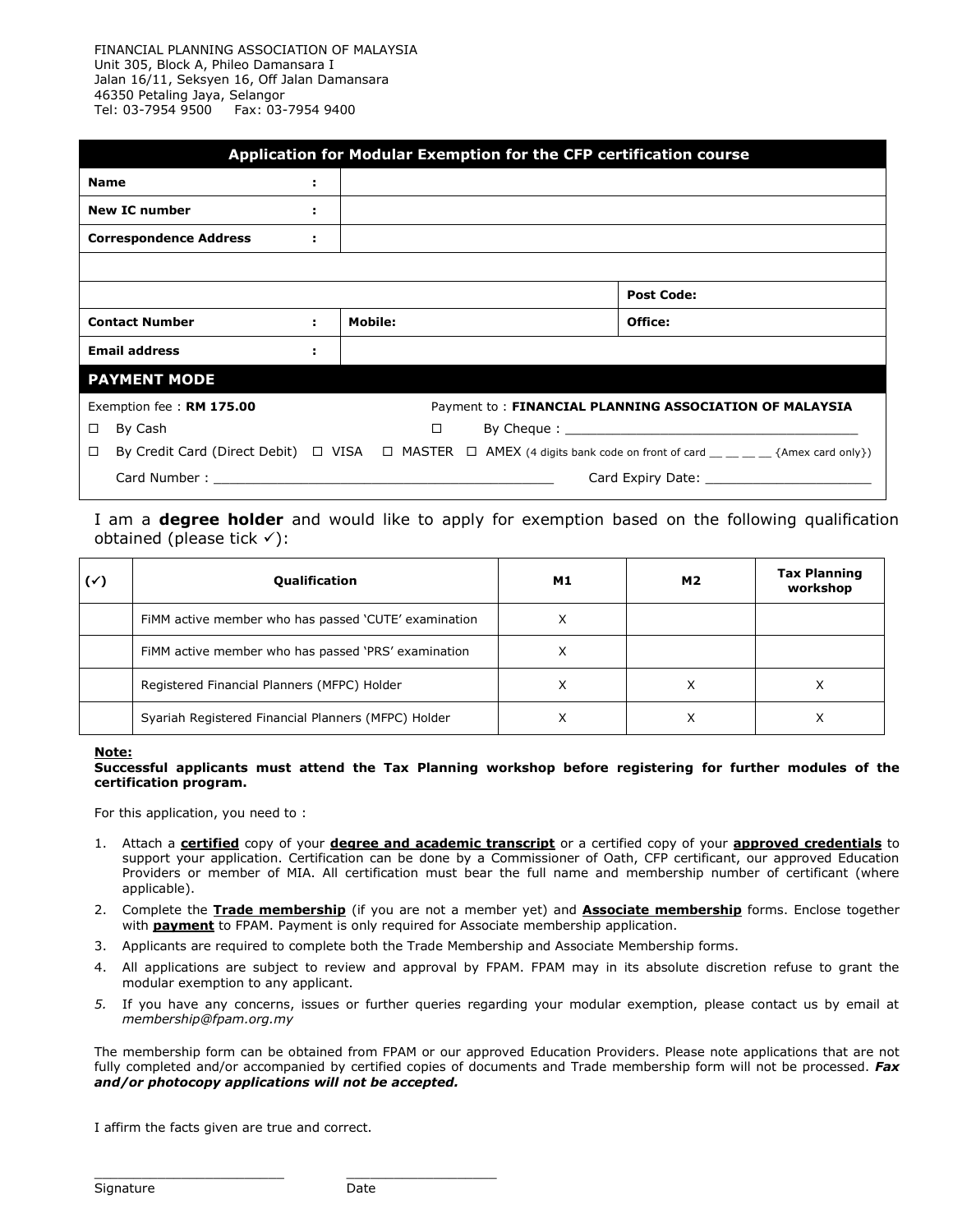FINANCIAL PLANNING ASSOCIATION OF MALAYSIA
Unit 305, Block A, Phileo Damansara I
Jalan 16/11, Seksyen 16, Off Jalan Damansara
46350 Petaling Jaya, Selangor
Tel: 03-7954 9500 Fax: 03-7954 9400

## Application for Modular Exemption for the CFP certification course

| | | | |
|---|---|---|---|
| **Name** | : | | |
| **New IC number** | : | | |
| **Correspondence Address** | : | | |
| | | | |
| | | | **Post Code:** |
| **Contact Number** | : | **Mobile:** | **Office:** |
| **Email address** | : | | |

## PAYMENT MODE

Exemption fee : **RM 175.00** Payment to : **FINANCIAL PLANNING ASSOCIATION OF MALAYSIA**

☐ By Cash ☐ By Cheque : ______________________________________

☐ By Credit Card (Direct Debit) ☐ VISA ☐ MASTER ☐ AMEX (4 digits bank code on front of card __ __ __ __ {Amex card only})

Card Number : __________________________________________ Card Expiry Date: ____________________

I am a **degree holder** and would like to apply for exemption based on the following qualification obtained (please tick ✓):

| (✓) | Qualification | M1 | M2 | Tax Planning workshop |
|---|---|---|---|---|
| | FiMM active member who has passed 'CUTE' examination | X | | |
| | FiMM active member who has passed 'PRS' examination | X | | |
| | Registered Financial Planners (MFPC) Holder | X | X | X |
| | Syariah Registered Financial Planners (MFPC) Holder | X | X | X |

**Note:**
**Successful applicants must attend the Tax Planning workshop before registering for further modules of the certification program.**

For this application, you need to :

1. Attach a **certified** copy of your **degree and academic transcript** or a certified copy of your **approved credentials** to support your application. Certification can be done by a Commissioner of Oath, CFP certificant, our approved Education Providers or member of MIA. All certification must bear the full name and membership number of certificant (where applicable).
2. Complete the **Trade membership** (if you are not a member yet) and **Associate membership** forms. Enclose together with **payment** to FPAM. Payment is only required for Associate membership application.
3. Applicants are required to complete both the Trade Membership and Associate Membership forms.
4. All applications are subject to review and approval by FPAM. FPAM may in its absolute discretion refuse to grant the modular exemption to any applicant.
5. If you have any concerns, issues or further queries regarding your modular exemption, please contact us by email at *membership@fpam.org.my*

The membership form can be obtained from FPAM or our approved Education Providers. Please note applications that are not fully completed and/or accompanied by certified copies of documents and Trade membership form will not be processed. ***Fax and/or photocopy applications will not be accepted.***

I affirm the facts given are true and correct.

________________________ ____________________
Signature Date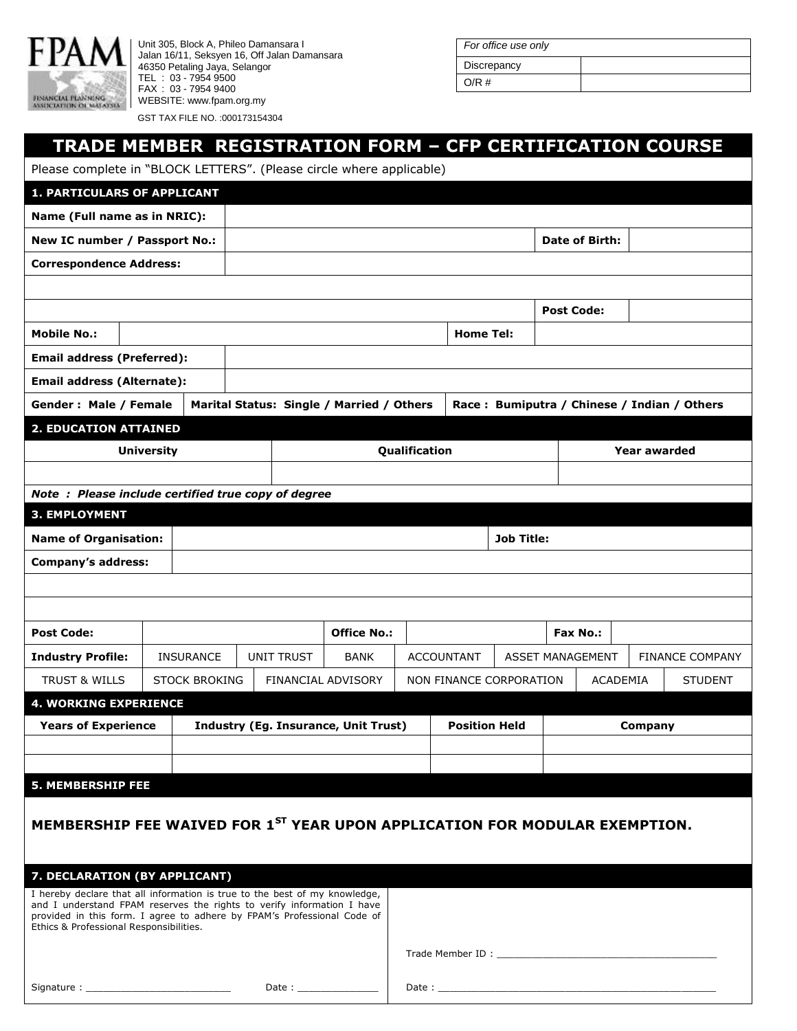FPAM

FINANCIAL PLANNING ASSOCIATION OF MALAYSIA

Unit 305, Block A, Phileo Damansara I
Jalan 16/11, Seksyen 16, Off Jalan Damansara
46350 Petaling Jaya, Selangor
TEL : 03 - 7954 9500
FAX : 03 - 7954 9400
WEBSITE: www.fpam.org.my

GST TAX FILE NO. :000173154304

| *For office use only* | |
|---|---|
| Discrepancy | |
| O/R # | |

# TRADE MEMBER REGISTRATION FORM – CFP CERTIFICATION COURSE

Please complete in "BLOCK LETTERS". (Please circle where applicable)

## 1. PARTICULARS OF APPLICANT

| | | | |
|---|---|---|---|
| **Name (Full name as in NRIC):** | | | |
| **New IC number / Passport No.:** | | **Date of Birth:** | |
| **Correspondence Address:** | | | |
| | | | |
| | | **Post Code:** | |
| **Mobile No.:** | | **Home Tel:** | |
| **Email address (Preferred):** | | | |
| **Email address (Alternate):** | | | |
| **Gender : Male / Female** | **Marital Status: Single / Married / Others** | **Race : Bumiputra / Chinese / Indian / Others** | |

## 2. EDUCATION ATTAINED

| University | Qualification | Year awarded |
|---|---|---|
| | | |

***Note : Please include certified true copy of degree***

## 3. EMPLOYMENT

| | | | |
|---|---|---|---|
| **Name of Organisation:** | | **Job Title:** | |
| **Company's address:** | | | |
| | | | |
| | | | |

| | | | | | |
|---|---|---|---|---|---|
| **Post Code:** | | **Office No.:** | | **Fax No.:** | |

| | | | | | |
|---|---|---|---|---|---|
| **Industry Profile:** | INSURANCE | UNIT TRUST | BANK | ACCOUNTANT | ASSET MANAGEMENT | FINANCE COMPANY |
| TRUST & WILLS | STOCK BROKING | FINANCIAL ADVISORY | NON FINANCE CORPORATION | ACADEMIA | STUDENT | |

## 4. WORKING EXPERIENCE

| Years of Experience | Industry (Eg. Insurance, Unit Trust) | Position Held | Company |
|---|---|---|---|
| | | | |
| | | | |

## 5. MEMBERSHIP FEE

**MEMBERSHIP FEE WAIVED FOR 1ST YEAR UPON APPLICATION FOR MODULAR EXEMPTION.**

## 7. DECLARATION (BY APPLICANT)

I hereby declare that all information is true to the best of my knowledge, and I understand FPAM reserves the rights to verify information I have provided in this form. I agree to adhere by FPAM's Professional Code of Ethics & Professional Responsibilities.

Signature : ________________________ Date : ______________

Trade Member ID : ____________________________________

Date : ________________________________________________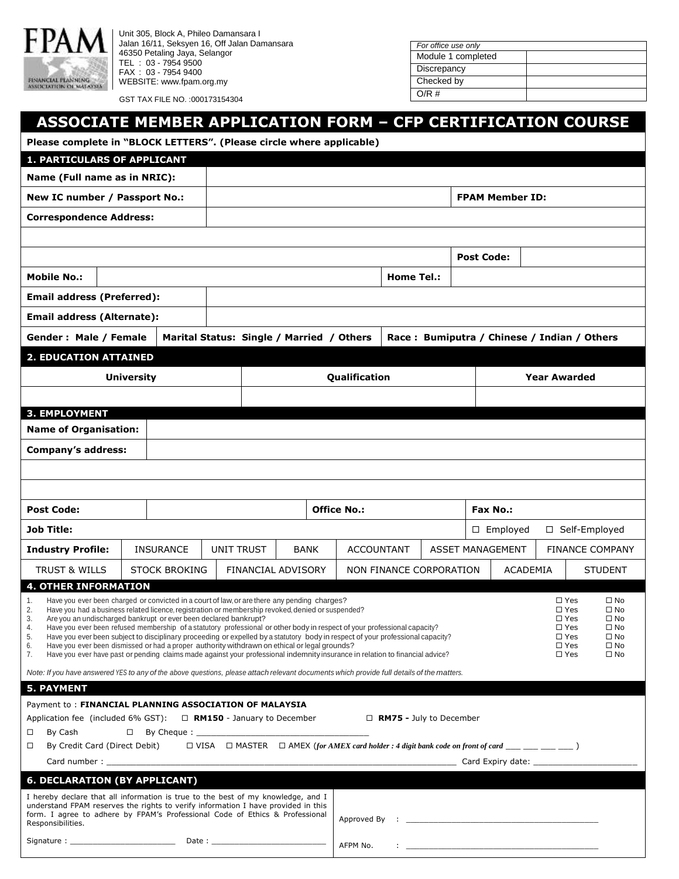FPAM

FINANCIAL PLANNING ASSOCIATION OF MALAYSIA

Unit 305, Block A, Phileo Damansara I
Jalan 16/11, Seksyen 16, Off Jalan Damansara
46350 Petaling Jaya, Selangor
TEL : 03 - 7954 9500
FAX : 03 - 7954 9400
WEBSITE: www.fpam.org.my

GST TAX FILE NO. :000173154304

| *For office use only* | |
|---|---|
| Module 1 completed | |
| Discrepancy | |
| Checked by | |
| O/R # | |

# ASSOCIATE MEMBER APPLICATION FORM – CFP CERTIFICATION COURSE

**Please complete in "BLOCK LETTERS". (Please circle where applicable)**

## 1. PARTICULARS OF APPLICANT

| | | | |
|---|---|---|---|
| **Name (Full name as in NRIC):** | | | |
| **New IC number / Passport No.:** | | **FPAM Member ID:** | |
| **Correspondence Address:** | | | |
| | | | |
| | | **Post Code:** | |
| **Mobile No.:** | | **Home Tel.:** | |
| **Email address (Preferred):** | | | |
| **Email address (Alternate):** | | | |
| **Gender : Male / Female** | **Marital Status: Single / Married / Others** | **Race : Bumiputra / Chinese / Indian / Others** | |

## 2. EDUCATION ATTAINED

| University | Qualification | Year Awarded |
|---|---|---|
| | | |

## 3. EMPLOYMENT

| | | | | | |
|---|---|---|---|---|---|
| **Name of Organisation:** | | | | | |
| **Company's address:** | | | | | |
| | | | | | |
| | | | | | |
| **Post Code:** | | **Office No.:** | | **Fax No.:** | |
| **Job Title:** | | | | ☐ Employed | ☐ Self-Employed |

| | | | | | | |
|---|---|---|---|---|---|---|
| **Industry Profile:** | INSURANCE | UNIT TRUST | BANK | ACCOUNTANT | ASSET MANAGEMENT | FINANCE COMPANY |
| TRUST & WILLS | STOCK BROKING | FINANCIAL ADVISORY | NON FINANCE CORPORATION | ACADEMIA | STUDENT | |

## 4. OTHER INFORMATION

| | | | |
|---|---|---|---|
| 1. | Have you ever been charged or convicted in a court of law, or are there any pending charges? | ☐ Yes | ☐ No |
| 2. | Have you had a business related licence, registration or membership revoked, denied or suspended? | ☐ Yes | ☐ No |
| 3. | Are you an undischarged bankrupt or ever been declared bankrupt? | ☐ Yes | ☐ No |
| 4. | Have you ever been refused membership of a statutory professional or other body in respect of your professional capacity? | ☐ Yes | ☐ No |
| 5. | Have you ever been subject to disciplinary proceeding or expelled by a statutory body in respect of your professional capacity? | ☐ Yes | ☐ No |
| 6. | Have you ever been dismissed or had a proper authority withdrawn on ethical or legal grounds? | ☐ Yes | ☐ No |
| 7. | Have you ever have past or pending claims made against your professional indemnity insurance in relation to financial advice? | ☐ Yes | ☐ No |

*Note: If you have answered YES to any of the above questions, please attach relevant documents which provide full details of the matters.*

## 5. PAYMENT

Payment to : **FINANCIAL PLANNING ASSOCIATION OF MALAYSIA**

Application fee (included 6% GST): ☐ **RM150** - January to December ☐ **RM75 -** July to December

☐ By Cash ☐ By Cheque : ___________________________________

☐ By Credit Card (Direct Debit) ☐ VISA ☐ MASTER ☐ AMEX (*for AMEX card holder : 4 digit bank code on front of card* ___ ___ ___ ___ )

Card number : ______________________________________________________________________ Card Expiry date: ____________________

## 6. DECLARATION (BY APPLICANT)

I hereby declare that all information is true to the best of my knowledge, and I understand FPAM reserves the rights to verify information I have provided in this form. I agree to adhere by FPAM's Professional Code of Ethics & Professional Responsibilities.

Signature : ______________________ Date : ________________________

Approved By : ________________________________________

AFPM No. : ________________________________________